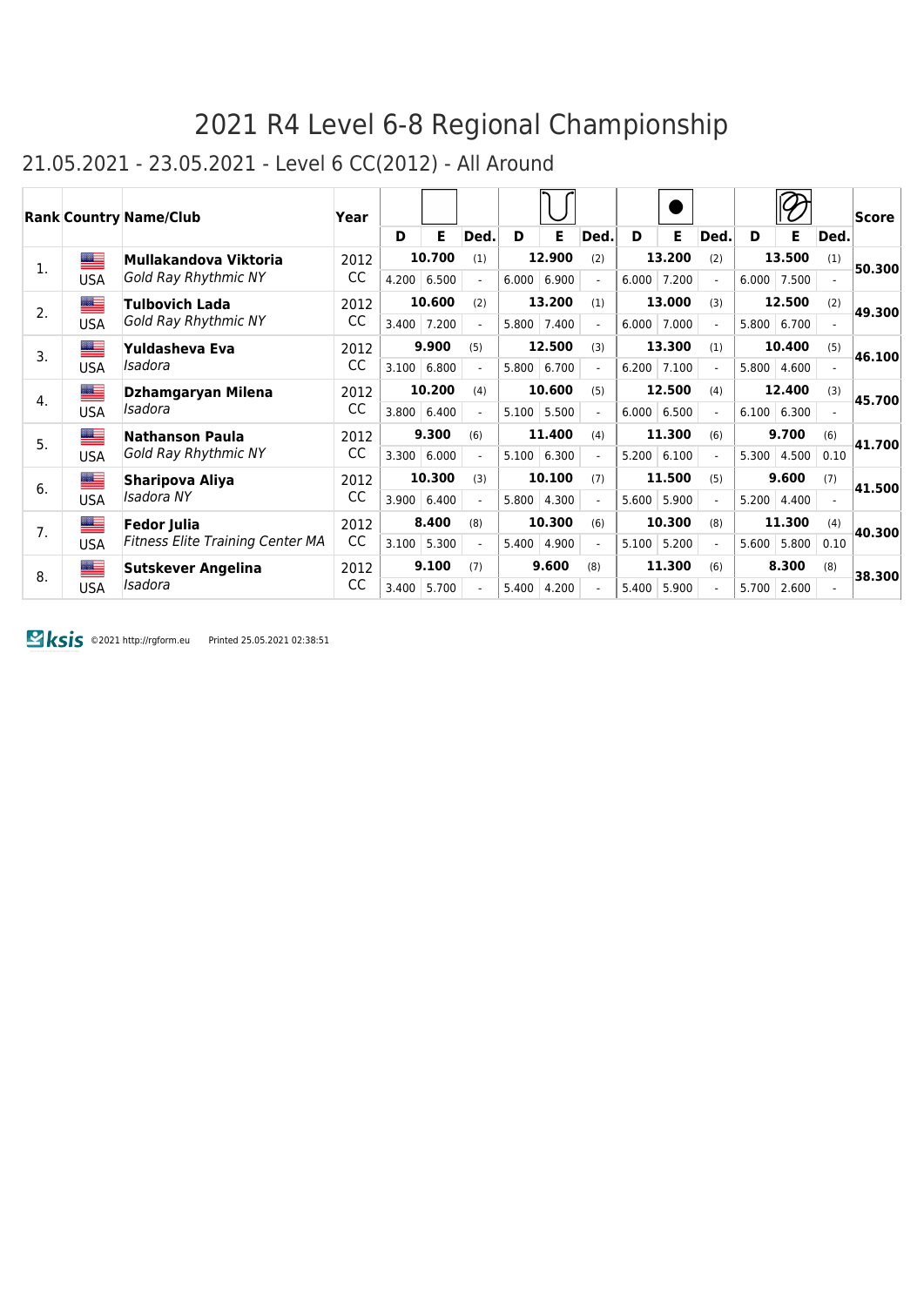# 2021 R4 Level 6-8 Regional Championship

## 21.05.2021 - 23.05.2021 - Level 6 CC(2012) - All Around

| Rank | Country | Name/Club | Year | Free Hands | | | Rope | | | Ball | | | Clubs | | | Score |
|---|---|---|---|---|---|---|---|---|---|---|---|---|---|---|---|---|
| | | | | D | E | Ded. | D | E | Ded. | D | E | Ded. | D | E | Ded. | |
| 1. | USA | **Mullakandova Viktoria** *Gold Ray Rhythmic NY* | 2012 CC | **10.700** (1) | | | **12.900** (2) | | | **13.200** (2) | | | **13.500** (1) | | | **50.300** |
| | | | | 4.200 | 6.500 | - | 6.000 | 6.900 | - | 6.000 | 7.200 | - | 6.000 | 7.500 | - | |
| 2. | USA | **Tulbovich Lada** *Gold Ray Rhythmic NY* | 2012 CC | **10.600** (2) | | | **13.200** (1) | | | **13.000** (3) | | | **12.500** (2) | | | **49.300** |
| | | | | 3.400 | 7.200 | - | 5.800 | 7.400 | - | 6.000 | 7.000 | - | 5.800 | 6.700 | - | |
| 3. | USA | **Yuldasheva Eva** *Isadora* | 2012 CC | **9.900** (5) | | | **12.500** (3) | | | **13.300** (1) | | | **10.400** (5) | | | **46.100** |
| | | | | 3.100 | 6.800 | - | 5.800 | 6.700 | - | 6.200 | 7.100 | - | 5.800 | 4.600 | - | |
| 4. | USA | **Dzhamgaryan Milena** *Isadora* | 2012 CC | **10.200** (4) | | | **10.600** (5) | | | **12.500** (4) | | | **12.400** (3) | | | **45.700** |
| | | | | 3.800 | 6.400 | - | 5.100 | 5.500 | - | 6.000 | 6.500 | - | 6.100 | 6.300 | - | |
| 5. | USA | **Nathanson Paula** *Gold Ray Rhythmic NY* | 2012 CC | **9.300** (6) | | | **11.400** (4) | | | **11.300** (6) | | | **9.700** (6) | | | **41.700** |
| | | | | 3.300 | 6.000 | - | 5.100 | 6.300 | - | 5.200 | 6.100 | - | 5.300 | 4.500 | 0.10 | |
| 6. | USA | **Sharipova Aliya** *Isadora NY* | 2012 CC | **10.300** (3) | | | **10.100** (7) | | | **11.500** (5) | | | **9.600** (7) | | | **41.500** |
| | | | | 3.900 | 6.400 | - | 5.800 | 4.300 | - | 5.600 | 5.900 | - | 5.200 | 4.400 | - | |
| 7. | USA | **Fedor Julia** *Fitness Elite Training Center MA* | 2012 CC | **8.400** (8) | | | **10.300** (6) | | | **10.300** (8) | | | **11.300** (4) | | | **40.300** |
| | | | | 3.100 | 5.300 | - | 5.400 | 4.900 | - | 5.100 | 5.200 | - | 5.600 | 5.800 | 0.10 | |
| 8. | USA | **Sutskever Angelina** *Isadora* | 2012 CC | **9.100** (7) | | | **9.600** (8) | | | **11.300** (6) | | | **8.300** (8) | | | **38.300** |
| | | | | 3.400 | 5.700 | - | 5.400 | 4.200 | - | 5.400 | 5.900 | - | 5.700 | 2.600 | - | |

ksis ©2021 http://rgform.eu Printed 25.05.2021 02:38:51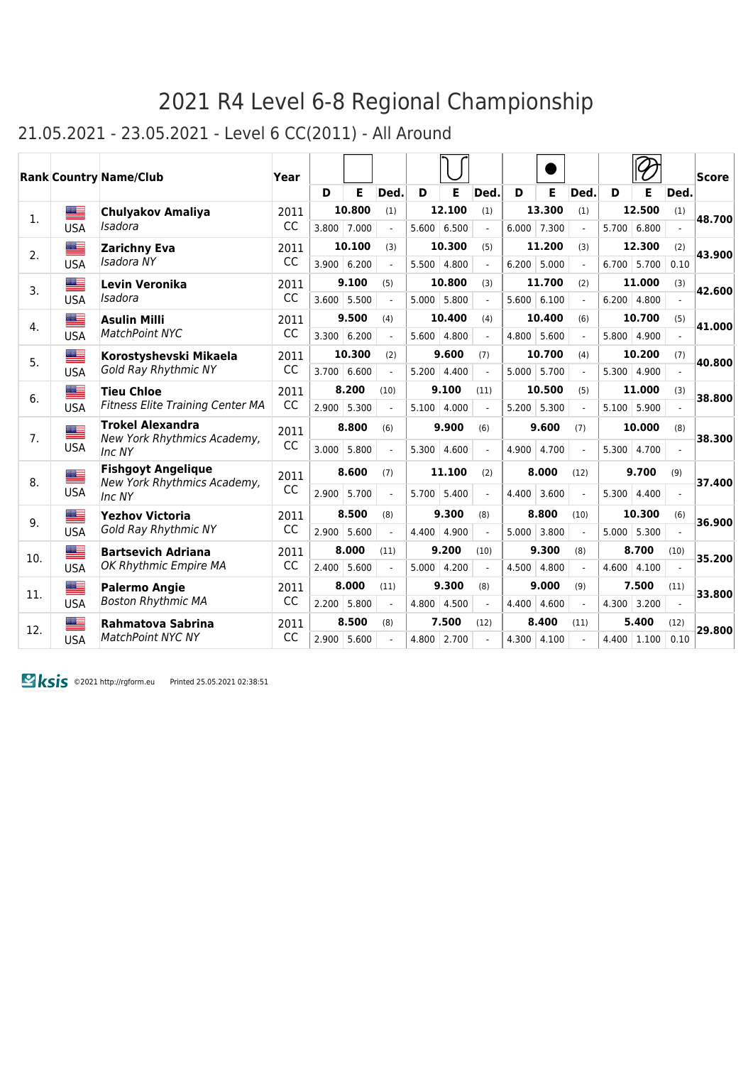# 2021 R4 Level 6-8 Regional Championship

## 21.05.2021 - 23.05.2021 - Level 6 CC(2011) - All Around

| Rank | Country | Name/Club | Year | Apparatus 1 D | Apparatus 1 E | Apparatus 1 Ded. | Apparatus 2 D | Apparatus 2 E | Apparatus 2 Ded. | Apparatus 3 D | Apparatus 3 E | Apparatus 3 Ded. | Apparatus 4 D | Apparatus 4 E | Apparatus 4 Ded. | Score |
|---|---|---|---|---|---|---|---|---|---|---|---|---|---|---|---|---|
| 1. | USA | **Chulyakov Amaliya** *Isadora* | 2011 CC | 10.800 (1) | | | 12.100 (1) | | | 13.300 (1) | | | 12.500 (1) | | | 48.700 |
| | | | | 3.800 | 7.000 | - | 5.600 | 6.500 | - | 6.000 | 7.300 | - | 5.700 | 6.800 | - | |
| 2. | USA | **Zarichny Eva** *Isadora NY* | 2011 CC | 10.100 (3) | | | 10.300 (5) | | | 11.200 (3) | | | 12.300 (2) | | | 43.900 |
| | | | | 3.900 | 6.200 | - | 5.500 | 4.800 | - | 6.200 | 5.000 | - | 6.700 | 5.700 | 0.10 | |
| 3. | USA | **Levin Veronika** *Isadora* | 2011 CC | 9.100 (5) | | | 10.800 (3) | | | 11.700 (2) | | | 11.000 (3) | | | 42.600 |
| | | | | 3.600 | 5.500 | - | 5.000 | 5.800 | - | 5.600 | 6.100 | - | 6.200 | 4.800 | - | |
| 4. | USA | **Asulin Milli** *MatchPoint NYC* | 2011 CC | 9.500 (4) | | | 10.400 (4) | | | 10.400 (6) | | | 10.700 (5) | | | 41.000 |
| | | | | 3.300 | 6.200 | - | 5.600 | 4.800 | - | 4.800 | 5.600 | - | 5.800 | 4.900 | - | |
| 5. | USA | **Korostyshevski Mikaela** *Gold Ray Rhythmic NY* | 2011 CC | 10.300 (2) | | | 9.600 (7) | | | 10.700 (4) | | | 10.200 (7) | | | 40.800 |
| | | | | 3.700 | 6.600 | - | 5.200 | 4.400 | - | 5.000 | 5.700 | - | 5.300 | 4.900 | - | |
| 6. | USA | **Tieu Chloe** *Fitness Elite Training Center MA* | 2011 CC | 8.200 (10) | | | 9.100 (11) | | | 10.500 (5) | | | 11.000 (3) | | | 38.800 |
| | | | | 2.900 | 5.300 | - | 5.100 | 4.000 | - | 5.200 | 5.300 | - | 5.100 | 5.900 | - | |
| 7. | USA | **Trokel Alexandra** *New York Rhythmics Academy, Inc NY* | 2011 CC | 8.800 (6) | | | 9.900 (6) | | | 9.600 (7) | | | 10.000 (8) | | | 38.300 |
| | | | | 3.000 | 5.800 | - | 5.300 | 4.600 | - | 4.900 | 4.700 | - | 5.300 | 4.700 | - | |
| 8. | USA | **Fishgoyt Angelique** *New York Rhythmics Academy, Inc NY* | 2011 CC | 8.600 (7) | | | 11.100 (2) | | | 8.000 (12) | | | 9.700 (9) | | | 37.400 |
| | | | | 2.900 | 5.700 | - | 5.700 | 5.400 | - | 4.400 | 3.600 | - | 5.300 | 4.400 | - | |
| 9. | USA | **Yezhov Victoria** *Gold Ray Rhythmic NY* | 2011 CC | 8.500 (8) | | | 9.300 (8) | | | 8.800 (10) | | | 10.300 (6) | | | 36.900 |
| | | | | 2.900 | 5.600 | - | 4.400 | 4.900 | - | 5.000 | 3.800 | - | 5.000 | 5.300 | - | |
| 10. | USA | **Bartsevich Adriana** *OK Rhythmic Empire MA* | 2011 CC | 8.000 (11) | | | 9.200 (10) | | | 9.300 (8) | | | 8.700 (10) | | | 35.200 |
| | | | | 2.400 | 5.600 | - | 5.000 | 4.200 | - | 4.500 | 4.800 | - | 4.600 | 4.100 | - | |
| 11. | USA | **Palermo Angie** *Boston Rhythmic MA* | 2011 CC | 8.000 (11) | | | 9.300 (8) | | | 9.000 (9) | | | 7.500 (11) | | | 33.800 |
| | | | | 2.200 | 5.800 | - | 4.800 | 4.500 | - | 4.400 | 4.600 | - | 4.300 | 3.200 | - | |
| 12. | USA | **Rahmatova Sabrina** *MatchPoint NYC NY* | 2011 CC | 8.500 (8) | | | 7.500 (12) | | | 8.400 (11) | | | 5.400 (12) | | | 29.800 |
| | | | | 2.900 | 5.600 | - | 4.800 | 2.700 | - | 4.300 | 4.100 | - | 4.400 | 1.100 | 0.10 | |

ksis ©2021 http://rgform.eu Printed 25.05.2021 02:38:51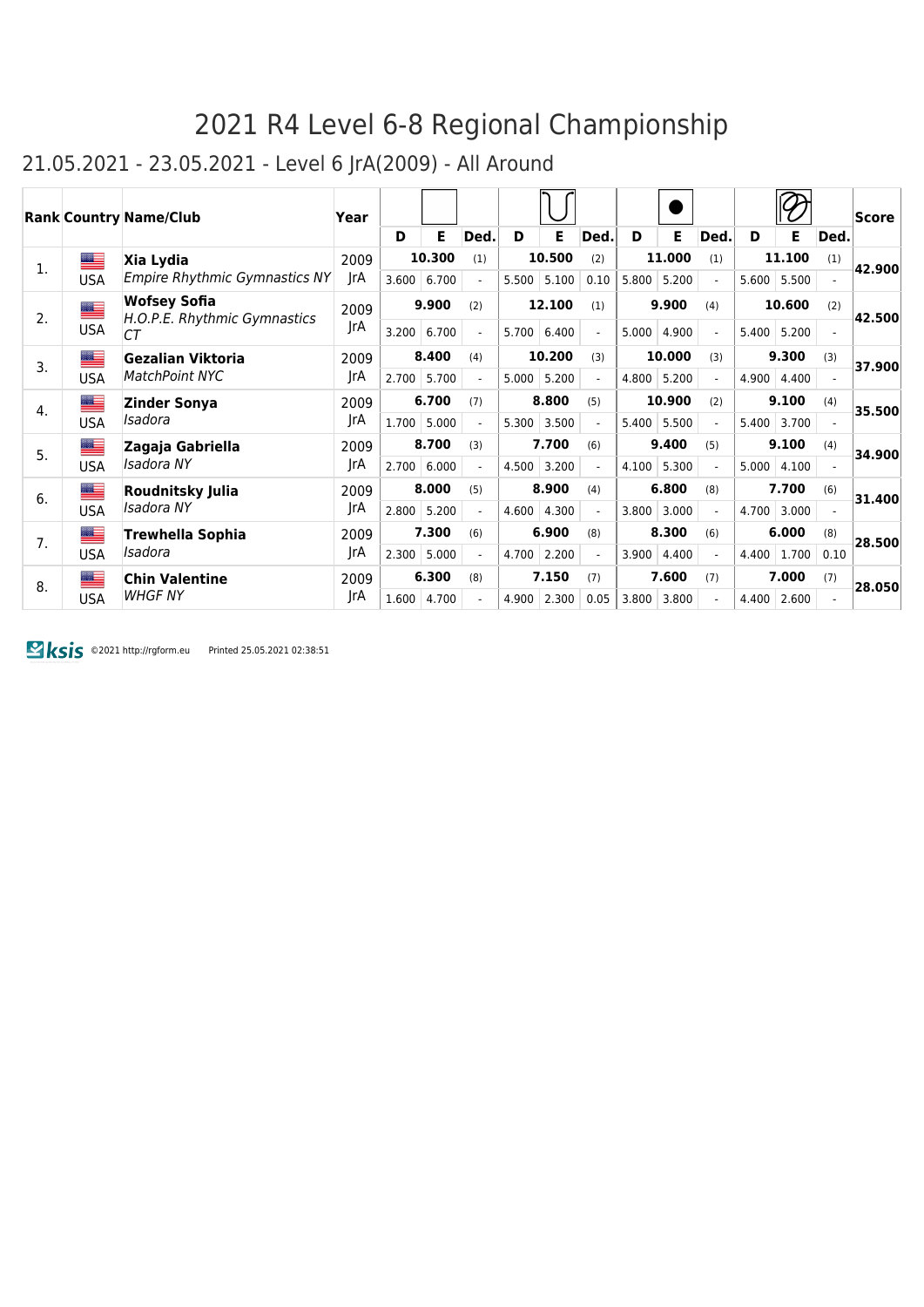# 2021 R4 Level 6-8 Regional Championship

## 21.05.2021 - 23.05.2021 - Level 6 JrA(2009) - All Around

| Rank | Country | Name/Club | Year | Free D | Free E | Free Ded. | Hoop D | Hoop E | Hoop Ded. | Ball D | Ball E | Ball Ded. | Ribbon D | Ribbon E | Ribbon Ded. | Score |
|---|---|---|---|---|---|---|---|---|---|---|---|---|---|---|---|---|
| 1. | USA | **Xia Lydia** *Empire Rhythmic Gymnastics NY* | 2009 JrA | **10.300** (1) | | | **10.500** (2) | | | **11.000** (1) | | | **11.100** (1) | | | **42.900** |
| | | | | 3.600 | 6.700 | - | 5.500 | 5.100 | 0.10 | 5.800 | 5.200 | - | 5.600 | 5.500 | - | |
| 2. | USA | **Wofsey Sofia** *H.O.P.E. Rhythmic Gymnastics CT* | 2009 JrA | **9.900** (2) | | | **12.100** (1) | | | **9.900** (4) | | | **10.600** (2) | | | **42.500** |
| | | | | 3.200 | 6.700 | - | 5.700 | 6.400 | - | 5.000 | 4.900 | - | 5.400 | 5.200 | - | |
| 3. | USA | **Gezalian Viktoria** *MatchPoint NYC* | 2009 JrA | **8.400** (4) | | | **10.200** (3) | | | **10.000** (3) | | | **9.300** (3) | | | **37.900** |
| | | | | 2.700 | 5.700 | - | 5.000 | 5.200 | - | 4.800 | 5.200 | - | 4.900 | 4.400 | - | |
| 4. | USA | **Zinder Sonya** *Isadora* | 2009 JrA | **6.700** (7) | | | **8.800** (5) | | | **10.900** (2) | | | **9.100** (4) | | | **35.500** |
| | | | | 1.700 | 5.000 | - | 5.300 | 3.500 | - | 5.400 | 5.500 | - | 5.400 | 3.700 | - | |
| 5. | USA | **Zagaja Gabriella** *Isadora NY* | 2009 JrA | **8.700** (3) | | | **7.700** (6) | | | **9.400** (5) | | | **9.100** (4) | | | **34.900** |
| | | | | 2.700 | 6.000 | - | 4.500 | 3.200 | - | 4.100 | 5.300 | - | 5.000 | 4.100 | - | |
| 6. | USA | **Roudnitsky Julia** *Isadora NY* | 2009 JrA | **8.000** (5) | | | **8.900** (4) | | | **6.800** (8) | | | **7.700** (6) | | | **31.400** |
| | | | | 2.800 | 5.200 | - | 4.600 | 4.300 | - | 3.800 | 3.000 | - | 4.700 | 3.000 | - | |
| 7. | USA | **Trewhella Sophia** *Isadora* | 2009 JrA | **7.300** (6) | | | **6.900** (8) | | | **8.300** (6) | | | **6.000** (8) | | | **28.500** |
| | | | | 2.300 | 5.000 | - | 4.700 | 2.200 | - | 3.900 | 4.400 | - | 4.400 | 1.700 | 0.10 | |
| 8. | USA | **Chin Valentine** *WHGF NY* | 2009 JrA | **6.300** (8) | | | **7.150** (7) | | | **7.600** (7) | | | **7.000** (7) | | | **28.050** |
| | | | | 1.600 | 4.700 | - | 4.900 | 2.300 | 0.05 | 3.800 | 3.800 | - | 4.400 | 2.600 | - | |

ksis ©2021 http://rgform.eu Printed 25.05.2021 02:38:51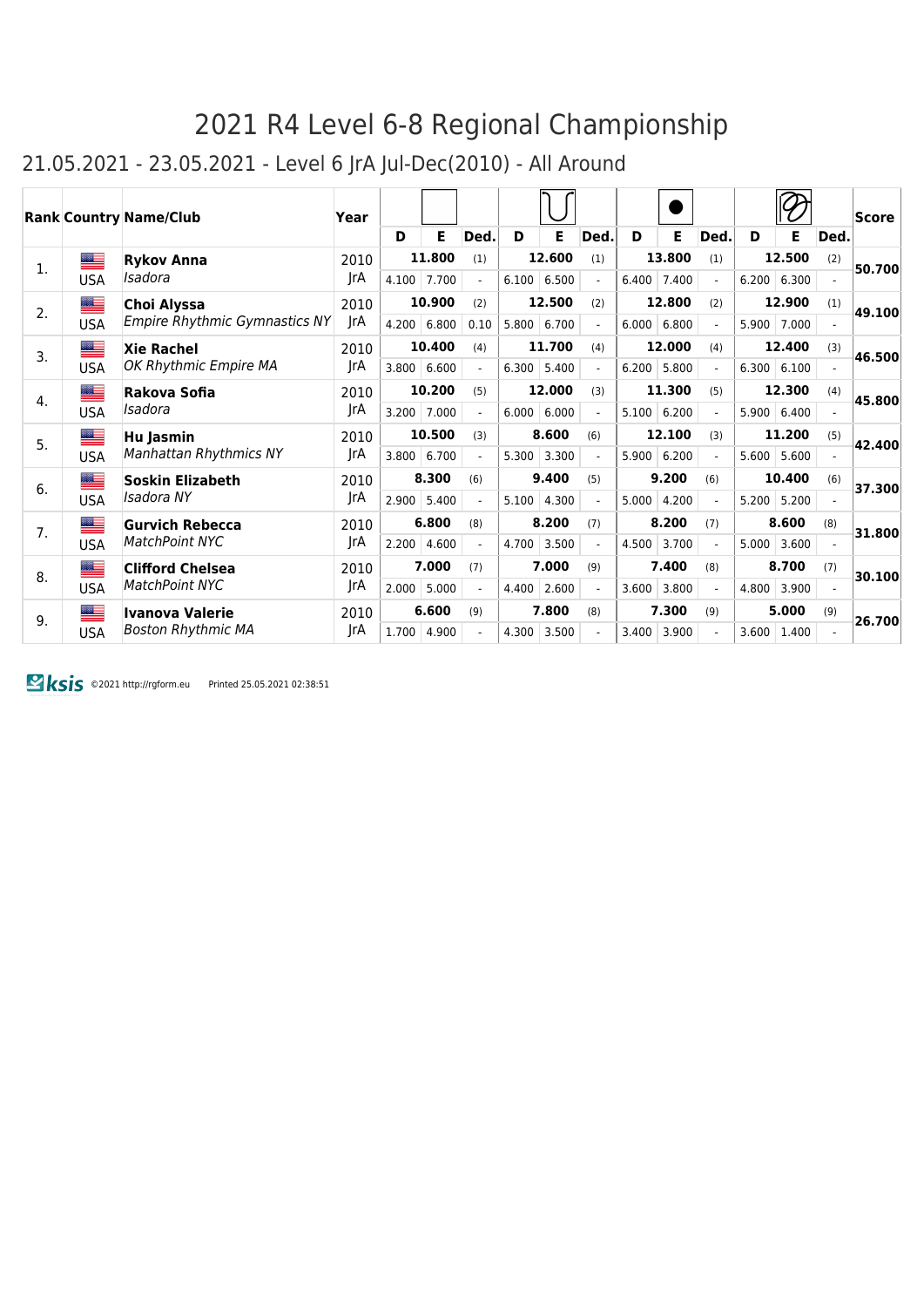# 2021 R4 Level 6-8 Regional Championship

## 21.05.2021 - 23.05.2021 - Level 6 JrA Jul-Dec(2010) - All Around

| Rank | Country | Name/Club | Year | Free Hand | | | Hoop | | | Ball | | | Clubs | | | Score |
|---|---|---|---|---|---|---|---|---|---|---|---|---|---|---|---|---|
| | | | | D | E | Ded. | D | E | Ded. | D | E | Ded. | D | E | Ded. | |
| 1. | USA | **Rykov Anna** *Isadora* | 2010 JrA | **11.800** (1) 4.100 | 7.700 | - | **12.600** (1) 6.100 | 6.500 | - | **13.800** (1) 6.400 | 7.400 | - | **12.500** (2) 6.200 | 6.300 | - | **50.700** |
| 2. | USA | **Choi Alyssa** *Empire Rhythmic Gymnastics NY* | 2010 JrA | **10.900** (2) 4.200 | 6.800 | 0.10 | **12.500** (2) 5.800 | 6.700 | - | **12.800** (2) 6.000 | 6.800 | - | **12.900** (1) 5.900 | 7.000 | - | **49.100** |
| 3. | USA | **Xie Rachel** *OK Rhythmic Empire MA* | 2010 JrA | **10.400** (4) 3.800 | 6.600 | - | **11.700** (4) 6.300 | 5.400 | - | **12.000** (4) 6.200 | 5.800 | - | **12.400** (3) 6.300 | 6.100 | - | **46.500** |
| 4. | USA | **Rakova Sofia** *Isadora* | 2010 JrA | **10.200** (5) 3.200 | 7.000 | - | **12.000** (3) 6.000 | 6.000 | - | **11.300** (5) 5.100 | 6.200 | - | **12.300** (4) 5.900 | 6.400 | - | **45.800** |
| 5. | USA | **Hu Jasmin** *Manhattan Rhythmics NY* | 2010 JrA | **10.500** (3) 3.800 | 6.700 | - | **8.600** (6) 5.300 | 3.300 | - | **12.100** (3) 5.900 | 6.200 | - | **11.200** (5) 5.600 | 5.600 | - | **42.400** |
| 6. | USA | **Soskin Elizabeth** *Isadora NY* | 2010 JrA | **8.300** (6) 2.900 | 5.400 | - | **9.400** (5) 5.100 | 4.300 | - | **9.200** (6) 5.000 | 4.200 | - | **10.400** (6) 5.200 | 5.200 | - | **37.300** |
| 7. | USA | **Gurvich Rebecca** *MatchPoint NYC* | 2010 JrA | **6.800** (8) 2.200 | 4.600 | - | **8.200** (7) 4.700 | 3.500 | - | **8.200** (7) 4.500 | 3.700 | - | **8.600** (8) 5.000 | 3.600 | - | **31.800** |
| 8. | USA | **Clifford Chelsea** *MatchPoint NYC* | 2010 JrA | **7.000** (7) 2.000 | 5.000 | - | **7.000** (9) 4.400 | 2.600 | - | **7.400** (8) 3.600 | 3.800 | - | **8.700** (7) 4.800 | 3.900 | - | **30.100** |
| 9. | USA | **Ivanova Valerie** *Boston Rhythmic MA* | 2010 JrA | **6.600** (9) 1.700 | 4.900 | - | **7.800** (8) 4.300 | 3.500 | - | **7.300** (9) 3.400 | 3.900 | - | **5.000** (9) 3.600 | 1.400 | - | **26.700** |

©2021 http://rgform.eu Printed 25.05.2021 02:38:51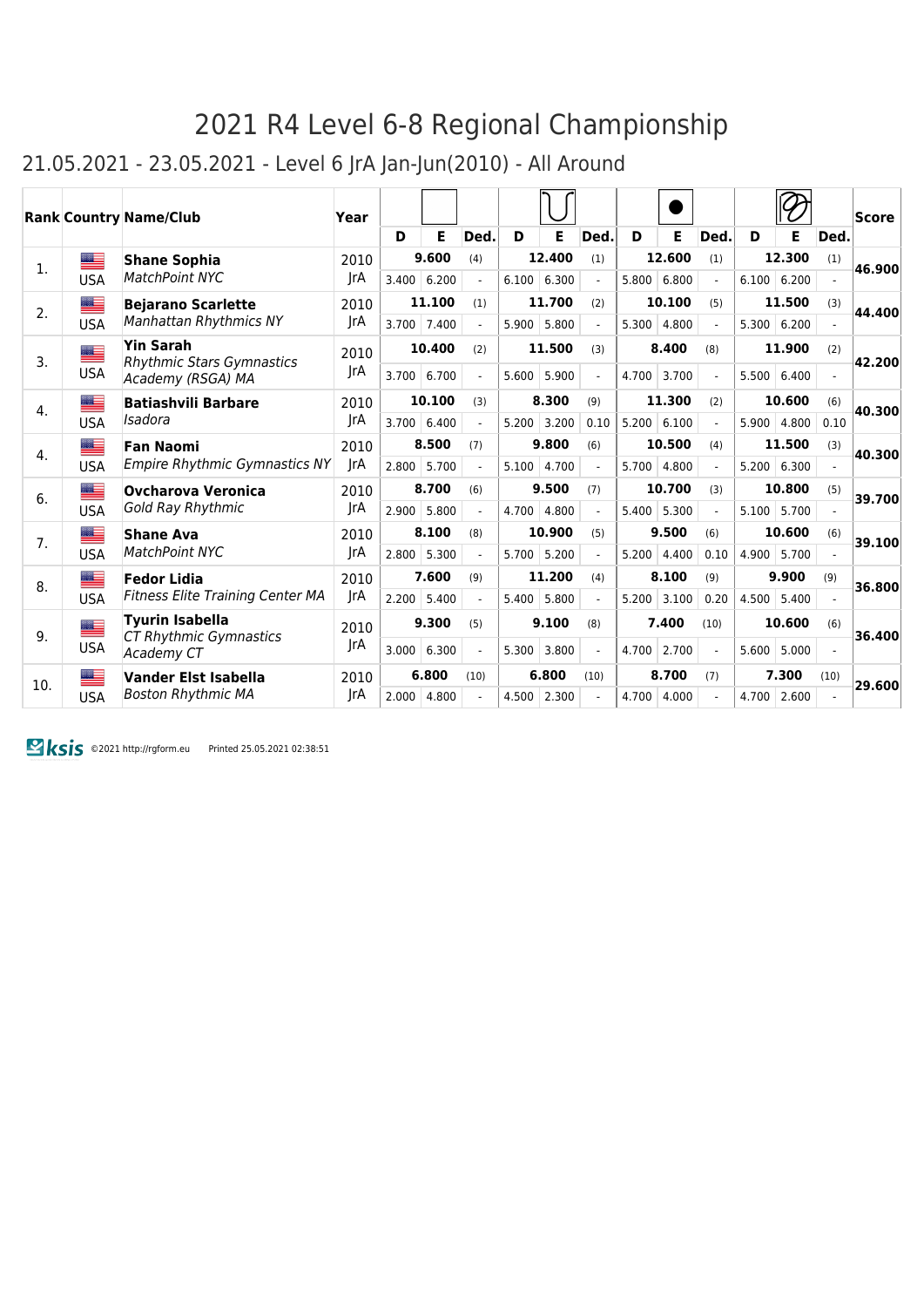# 2021 R4 Level 6-8 Regional Championship

## 21.05.2021 - 23.05.2021 - Level 6 JrA Jan-Jun(2010) - All Around

| Rank | Country | Name/Club | Year | Free Hand D | Free Hand E | Free Hand Ded. | Rope D | Rope E | Rope Ded. | Ball D | Ball E | Ball Ded. | Clubs D | Clubs E | Clubs Ded. | Score |
|---|---|---|---|---|---|---|---|---|---|---|---|---|---|---|---|---|
| 1. | USA | **Shane Sophia** *MatchPoint NYC* | 2010 JrA | 9.600 (4) | | | 12.400 (1) | | | 12.600 (1) | | | 12.300 (1) | | | 46.900 |
| | | | | 3.400 | 6.200 | - | 6.100 | 6.300 | - | 5.800 | 6.800 | - | 6.100 | 6.200 | - | |
| 2. | USA | **Bejarano Scarlette** *Manhattan Rhythmics NY* | 2010 JrA | 11.100 (1) | | | 11.700 (2) | | | 10.100 (5) | | | 11.500 (3) | | | 44.400 |
| | | | | 3.700 | 7.400 | - | 5.900 | 5.800 | - | 5.300 | 4.800 | - | 5.300 | 6.200 | - | |
| 3. | USA | **Yin Sarah** *Rhythmic Stars Gymnastics Academy (RSGA) MA* | 2010 JrA | 10.400 (2) | | | 11.500 (3) | | | 8.400 (8) | | | 11.900 (2) | | | 42.200 |
| | | | | 3.700 | 6.700 | - | 5.600 | 5.900 | - | 4.700 | 3.700 | - | 5.500 | 6.400 | - | |
| 4. | USA | **Batiashvili Barbare** *Isadora* | 2010 JrA | 10.100 (3) | | | 8.300 (9) | | | 11.300 (2) | | | 10.600 (6) | | | 40.300 |
| | | | | 3.700 | 6.400 | - | 5.200 | 3.200 | 0.10 | 5.200 | 6.100 | - | 5.900 | 4.800 | 0.10 | |
| 4. | USA | **Fan Naomi** *Empire Rhythmic Gymnastics NY* | 2010 JrA | 8.500 (7) | | | 9.800 (6) | | | 10.500 (4) | | | 11.500 (3) | | | 40.300 |
| | | | | 2.800 | 5.700 | - | 5.100 | 4.700 | - | 5.700 | 4.800 | - | 5.200 | 6.300 | - | |
| 6. | USA | **Ovcharova Veronica** *Gold Ray Rhythmic* | 2010 JrA | 8.700 (6) | | | 9.500 (7) | | | 10.700 (3) | | | 10.800 (5) | | | 39.700 |
| | | | | 2.900 | 5.800 | - | 4.700 | 4.800 | - | 5.400 | 5.300 | - | 5.100 | 5.700 | - | |
| 7. | USA | **Shane Ava** *MatchPoint NYC* | 2010 JrA | 8.100 (8) | | | 10.900 (5) | | | 9.500 (6) | | | 10.600 (6) | | | 39.100 |
| | | | | 2.800 | 5.300 | - | 5.700 | 5.200 | - | 5.200 | 4.400 | 0.10 | 4.900 | 5.700 | - | |
| 8. | USA | **Fedor Lidia** *Fitness Elite Training Center MA* | 2010 JrA | 7.600 (9) | | | 11.200 (4) | | | 8.100 (9) | | | 9.900 (9) | | | 36.800 |
| | | | | 2.200 | 5.400 | - | 5.400 | 5.800 | - | 5.200 | 3.100 | 0.20 | 4.500 | 5.400 | - | |
| 9. | USA | **Tyurin Isabella** *CT Rhythmic Gymnastics Academy CT* | 2010 JrA | 9.300 (5) | | | 9.100 (8) | | | 7.400 (10) | | | 10.600 (6) | | | 36.400 |
| | | | | 3.000 | 6.300 | - | 5.300 | 3.800 | - | 4.700 | 2.700 | - | 5.600 | 5.000 | - | |
| 10. | USA | **Vander Elst Isabella** *Boston Rhythmic MA* | 2010 JrA | 6.800 (10) | | | 6.800 (10) | | | 8.700 (7) | | | 7.300 (10) | | | 29.600 |
| | | | | 2.000 | 4.800 | - | 4.500 | 2.300 | - | 4.700 | 4.000 | - | 4.700 | 2.600 | - | |

ksis ©2021 http://rgform.eu Printed 25.05.2021 02:38:51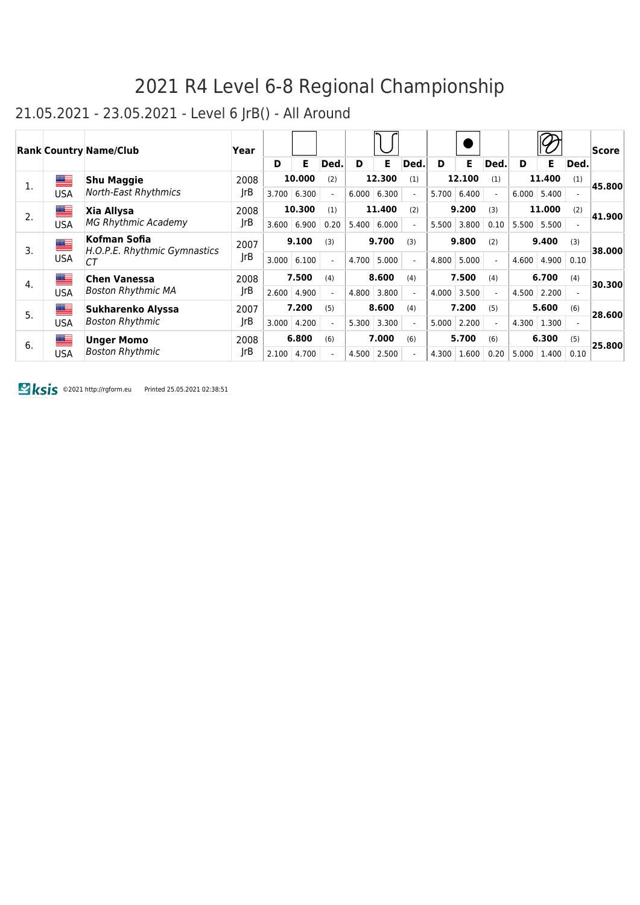# 2021 R4 Level 6-8 Regional Championship

## 21.05.2021 - 23.05.2021 - Level 6 JrB() - All Around

| Rank | Country | Name/Club | Year | Free Hand | | | Rope | | | Ball | | | Clubs | | | Score |
|---|---|---|---|---|---|---|---|---|---|---|---|---|---|---|---|---|
| | | | | D | E | Ded. | D | E | Ded. | D | E | Ded. | D | E | Ded. | |
| 1. | USA | **Shu Maggie** *North-East Rhythmics* | 2008 JrB | **10.000** (2) | | | **12.300** (1) | | | **12.100** (1) | | | **11.400** (1) | | | **45.800** |
| | | | | 3.700 | 6.300 | - | 6.000 | 6.300 | - | 5.700 | 6.400 | - | 6.000 | 5.400 | - | |
| 2. | USA | **Xia Allysa** *MG Rhythmic Academy* | 2008 JrB | **10.300** (1) | | | **11.400** (2) | | | **9.200** (3) | | | **11.000** (2) | | | **41.900** |
| | | | | 3.600 | 6.900 | 0.20 | 5.400 | 6.000 | - | 5.500 | 3.800 | 0.10 | 5.500 | 5.500 | - | |
| 3. | USA | **Kofman Sofia** *H.O.P.E. Rhythmic Gymnastics CT* | 2007 JrB | **9.100** (3) | | | **9.700** (3) | | | **9.800** (2) | | | **9.400** (3) | | | **38.000** |
| | | | | 3.000 | 6.100 | - | 4.700 | 5.000 | - | 4.800 | 5.000 | - | 4.600 | 4.900 | 0.10 | |
| 4. | USA | **Chen Vanessa** *Boston Rhythmic MA* | 2008 JrB | **7.500** (4) | | | **8.600** (4) | | | **7.500** (4) | | | **6.700** (4) | | | **30.300** |
| | | | | 2.600 | 4.900 | - | 4.800 | 3.800 | - | 4.000 | 3.500 | - | 4.500 | 2.200 | - | |
| 5. | USA | **Sukharenko Alyssa** *Boston Rhythmic* | 2007 JrB | **7.200** (5) | | | **8.600** (4) | | | **7.200** (5) | | | **5.600** (6) | | | **28.600** |
| | | | | 3.000 | 4.200 | - | 5.300 | 3.300 | - | 5.000 | 2.200 | - | 4.300 | 1.300 | - | |
| 6. | USA | **Unger Momo** *Boston Rhythmic* | 2008 JrB | **6.800** (6) | | | **7.000** (6) | | | **5.700** (6) | | | **6.300** (5) | | | **25.800** |
| | | | | 2.100 | 4.700 | - | 4.500 | 2.500 | - | 4.300 | 1.600 | 0.20 | 5.000 | 1.400 | 0.10 | |

ksis ©2021 http://rgform.eu Printed 25.05.2021 02:38:51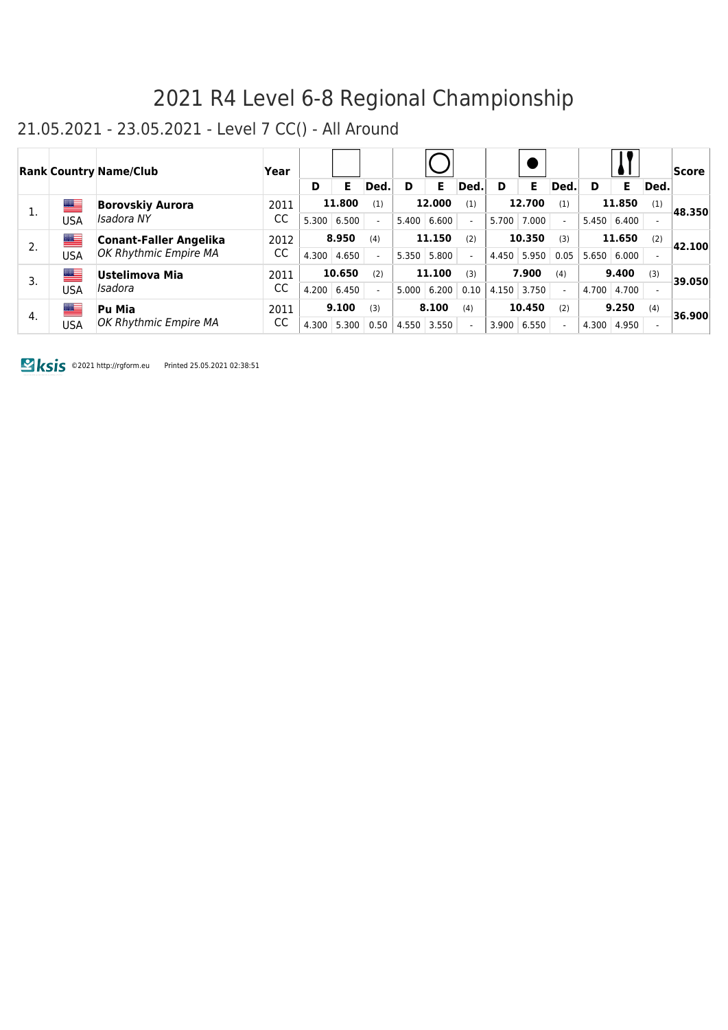# 2021 R4 Level 6-8 Regional Championship

## 21.05.2021 - 23.05.2021 - Level 7 CC() - All Around

| Rank | Country | Name/Club | Year | Freehand | | | Hoop | | | Ball | | | Clubs | | | Score |
|---|---|---|---|---|---|---|---|---|---|---|---|---|---|---|---|---|
| | | | | D | E | Ded. | D | E | Ded. | D | E | Ded. | D | E | Ded. | |
| 1. | USA | **Borovskiy Aurora** *Isadora NY* | 2011 CC | | **11.800** | (1) | | **12.000** | (1) | | **12.700** | (1) | | **11.850** | (1) | **48.350** |
| | | | | 5.300 | 6.500 | - | 5.400 | 6.600 | - | 5.700 | 7.000 | - | 5.450 | 6.400 | - | |
| 2. | USA | **Conant-Faller Angelika** *OK Rhythmic Empire MA* | 2012 CC | | **8.950** | (4) | | **11.150** | (2) | | **10.350** | (3) | | **11.650** | (2) | **42.100** |
| | | | | 4.300 | 4.650 | - | 5.350 | 5.800 | - | 4.450 | 5.950 | 0.05 | 5.650 | 6.000 | - | |
| 3. | USA | **Ustelimova Mia** *Isadora* | 2011 CC | | **10.650** | (2) | | **11.100** | (3) | | **7.900** | (4) | | **9.400** | (3) | **39.050** |
| | | | | 4.200 | 6.450 | - | 5.000 | 6.200 | 0.10 | 4.150 | 3.750 | - | 4.700 | 4.700 | - | |
| 4. | USA | **Pu Mia** *OK Rhythmic Empire MA* | 2011 CC | | **9.100** | (3) | | **8.100** | (4) | | **10.450** | (2) | | **9.250** | (4) | **36.900** |
| | | | | 4.300 | 5.300 | 0.50 | 4.550 | 3.550 | - | 3.900 | 6.550 | - | 4.300 | 4.950 | - | |

ksis ©2021 http://rgform.eu Printed 25.05.2021 02:38:51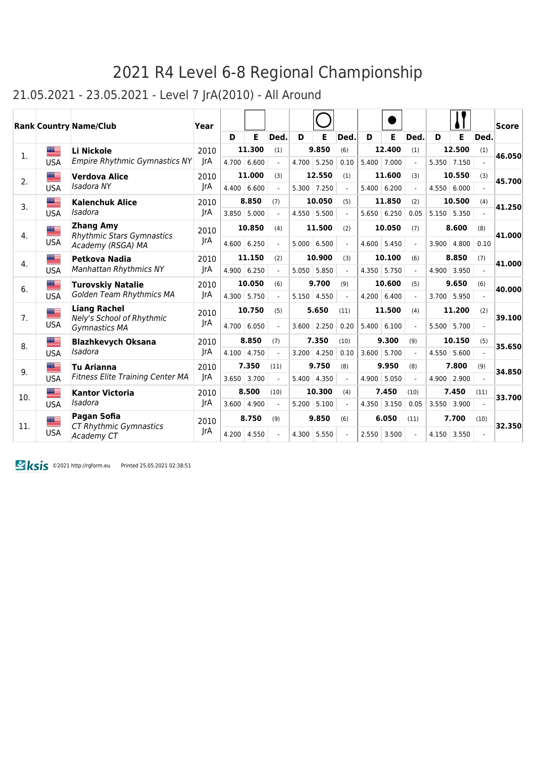# 2021 R4 Level 6-8 Regional Championship

## 21.05.2021 - 23.05.2021 - Level 7 JrA(2010) - All Around

| Rank | Country | Name/Club | Year | Free Hand | | | Hoop | | | Ball | | | Clubs | | | Score |
|---|---|---|---|---|---|---|---|---|---|---|---|---|---|---|---|---|
| | | | | D | E | Ded. | D | E | Ded. | D | E | Ded. | D | E | Ded. | |
| 1. | USA | **Li Nickole** *Empire Rhythmic Gymnastics NY* | 2010 JrA | **11.300** (1) | | | **9.850** (6) | | | **12.400** (1) | | | **12.500** (1) | | | **46.050** |
| | | | | 4.700 | 6.600 | - | 4.700 | 5.250 | 0.10 | 5.400 | 7.000 | - | 5.350 | 7.150 | - | |
| 2. | USA | **Verdova Alice** *Isadora NY* | 2010 JrA | **11.000** (3) | | | **12.550** (1) | | | **11.600** (3) | | | **10.550** (3) | | | **45.700** |
| | | | | 4.400 | 6.600 | - | 5.300 | 7.250 | - | 5.400 | 6.200 | - | 4.550 | 6.000 | - | |
| 3. | USA | **Kalenchuk Alice** *Isadora* | 2010 JrA | **8.850** (7) | | | **10.050** (5) | | | **11.850** (2) | | | **10.500** (4) | | | **41.250** |
| | | | | 3.850 | 5.000 | - | 4.550 | 5.500 | - | 5.650 | 6.250 | 0.05 | 5.150 | 5.350 | - | |
| 4. | USA | **Zhang Amy** *Rhythmic Stars Gymnastics Academy (RSGA) MA* | 2010 JrA | **10.850** (4) | | | **11.500** (2) | | | **10.050** (7) | | | **8.600** (8) | | | **41.000** |
| | | | | 4.600 | 6.250 | - | 5.000 | 6.500 | - | 4.600 | 5.450 | - | 3.900 | 4.800 | 0.10 | |
| 4. | USA | **Petkova Nadia** *Manhattan Rhythmics NY* | 2010 JrA | **11.150** (2) | | | **10.900** (3) | | | **10.100** (6) | | | **8.850** (7) | | | **41.000** |
| | | | | 4.900 | 6.250 | - | 5.050 | 5.850 | - | 4.350 | 5.750 | - | 4.900 | 3.950 | - | |
| 6. | USA | **Turovskiy Natalie** *Golden Team Rhythmics MA* | 2010 JrA | **10.050** (6) | | | **9.700** (9) | | | **10.600** (5) | | | **9.650** (6) | | | **40.000** |
| | | | | 4.300 | 5.750 | - | 5.150 | 4.550 | - | 4.200 | 6.400 | - | 3.700 | 5.950 | - | |
| 7. | USA | **Liang Rachel** *Nely's School of Rhythmic Gymnastics MA* | 2010 JrA | **10.750** (5) | | | **5.650** (11) | | | **11.500** (4) | | | **11.200** (2) | | | **39.100** |
| | | | | 4.700 | 6.050 | - | 3.600 | 2.250 | 0.20 | 5.400 | 6.100 | - | 5.500 | 5.700 | - | |
| 8. | USA | **Blazhkevych Oksana** *Isadora* | 2010 JrA | **8.850** (7) | | | **7.350** (10) | | | **9.300** (9) | | | **10.150** (5) | | | **35.650** |
| | | | | 4.100 | 4.750 | - | 3.200 | 4.250 | 0.10 | 3.600 | 5.700 | - | 4.550 | 5.600 | - | |
| 9. | USA | **Tu Arianna** *Fitness Elite Training Center MA* | 2010 JrA | **7.350** (11) | | | **9.750** (8) | | | **9.950** (8) | | | **7.800** (9) | | | **34.850** |
| | | | | 3.650 | 3.700 | - | 5.400 | 4.350 | - | 4.900 | 5.050 | - | 4.900 | 2.900 | - | |
| 10. | USA | **Kantor Victoria** *Isadora* | 2010 JrA | **8.500** (10) | | | **10.300** (4) | | | **7.450** (10) | | | **7.450** (11) | | | **33.700** |
| | | | | 3.600 | 4.900 | - | 5.200 | 5.100 | - | 4.350 | 3.150 | 0.05 | 3.550 | 3.900 | - | |
| 11. | USA | **Pagan Sofia** *CT Rhythmic Gymnastics Academy CT* | 2010 JrA | **8.750** (9) | | | **9.850** (6) | | | **6.050** (11) | | | **7.700** (10) | | | **32.350** |
| | | | | 4.200 | 4.550 | - | 4.300 | 5.550 | - | 2.550 | 3.500 | - | 4.150 | 3.550 | - | |

©2021 http://rgform.eu Printed 25.05.2021 02:38:51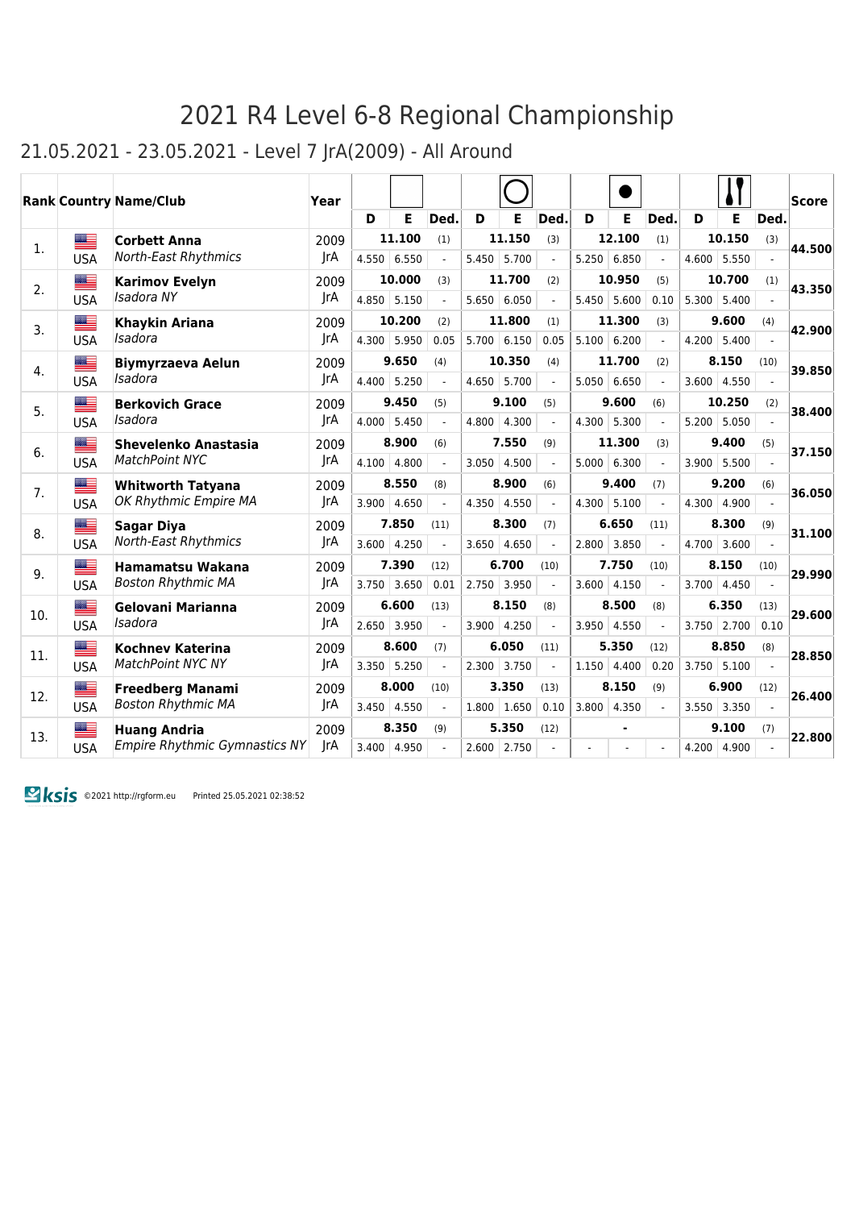# 2021 R4 Level 6-8 Regional Championship

## 21.05.2021 - 23.05.2021 - Level 7 JrA(2009) - All Around

| Rank | Country | Name/Club | Year | (Free) | | | (Hoop) | | | (Ball) | | | (Clubs) | | | Score |
|---|---|---|---|---|---|---|---|---|---|---|---|---|---|---|---|---|
| | | | | D | E | Ded. | D | E | Ded. | D | E | Ded. | D | E | Ded. | |
| 1. | USA | **Corbett Anna** *North-East Rhythmics* | 2009 JrA | **11.100** | | (1) | **11.150** | | (3) | **12.100** | | (1) | **10.150** | | (3) | **44.500** |
| | | | | 4.550 | 6.550 | - | 5.450 | 5.700 | - | 5.250 | 6.850 | - | 4.600 | 5.550 | - | |
| 2. | USA | **Karimov Evelyn** *Isadora NY* | 2009 JrA | **10.000** | | (3) | **11.700** | | (2) | **10.950** | | (5) | **10.700** | | (1) | **43.350** |
| | | | | 4.850 | 5.150 | - | 5.650 | 6.050 | - | 5.450 | 5.600 | 0.10 | 5.300 | 5.400 | - | |
| 3. | USA | **Khaykin Ariana** *Isadora* | 2009 JrA | **10.200** | | (2) | **11.800** | | (1) | **11.300** | | (3) | **9.600** | | (4) | **42.900** |
| | | | | 4.300 | 5.950 | 0.05 | 5.700 | 6.150 | 0.05 | 5.100 | 6.200 | - | 4.200 | 5.400 | - | |
| 4. | USA | **Biymyrzaeva Aelun** *Isadora* | 2009 JrA | **9.650** | | (4) | **10.350** | | (4) | **11.700** | | (2) | **8.150** | | (10) | **39.850** |
| | | | | 4.400 | 5.250 | - | 4.650 | 5.700 | - | 5.050 | 6.650 | - | 3.600 | 4.550 | - | |
| 5. | USA | **Berkovich Grace** *Isadora* | 2009 JrA | **9.450** | | (5) | **9.100** | | (5) | **9.600** | | (6) | **10.250** | | (2) | **38.400** |
| | | | | 4.000 | 5.450 | - | 4.800 | 4.300 | - | 4.300 | 5.300 | - | 5.200 | 5.050 | - | |
| 6. | USA | **Shevelenko Anastasia** *MatchPoint NYC* | 2009 JrA | **8.900** | | (6) | **7.550** | | (9) | **11.300** | | (3) | **9.400** | | (5) | **37.150** |
| | | | | 4.100 | 4.800 | - | 3.050 | 4.500 | - | 5.000 | 6.300 | - | 3.900 | 5.500 | - | |
| 7. | USA | **Whitworth Tatyana** *OK Rhythmic Empire MA* | 2009 JrA | **8.550** | | (8) | **8.900** | | (6) | **9.400** | | (7) | **9.200** | | (6) | **36.050** |
| | | | | 3.900 | 4.650 | - | 4.350 | 4.550 | - | 4.300 | 5.100 | - | 4.300 | 4.900 | - | |
| 8. | USA | **Sagar Diya** *North-East Rhythmics* | 2009 JrA | **7.850** | | (11) | **8.300** | | (7) | **6.650** | | (11) | **8.300** | | (9) | **31.100** |
| | | | | 3.600 | 4.250 | - | 3.650 | 4.650 | - | 2.800 | 3.850 | - | 4.700 | 3.600 | - | |
| 9. | USA | **Hamamatsu Wakana** *Boston Rhythmic MA* | 2009 JrA | **7.390** | | (12) | **6.700** | | (10) | **7.750** | | (10) | **8.150** | | (10) | **29.990** |
| | | | | 3.750 | 3.650 | 0.01 | 2.750 | 3.950 | - | 3.600 | 4.150 | - | 3.700 | 4.450 | - | |
| 10. | USA | **Gelovani Marianna** *Isadora* | 2009 JrA | **6.600** | | (13) | **8.150** | | (8) | **8.500** | | (8) | **6.350** | | (13) | **29.600** |
| | | | | 2.650 | 3.950 | - | 3.900 | 4.250 | - | 3.950 | 4.550 | - | 3.750 | 2.700 | 0.10 | |
| 11. | USA | **Kochnev Katerina** *MatchPoint NYC NY* | 2009 JrA | **8.600** | | (7) | **6.050** | | (11) | **5.350** | | (12) | **8.850** | | (8) | **28.850** |
| | | | | 3.350 | 5.250 | - | 2.300 | 3.750 | - | 1.150 | 4.400 | 0.20 | 3.750 | 5.100 | - | |
| 12. | USA | **Freedberg Manami** *Boston Rhythmic MA* | 2009 JrA | **8.000** | | (10) | **3.350** | | (13) | **8.150** | | (9) | **6.900** | | (12) | **26.400** |
| | | | | 3.450 | 4.550 | - | 1.800 | 1.650 | 0.10 | 3.800 | 4.350 | - | 3.550 | 3.350 | - | |
| 13. | USA | **Huang Andria** *Empire Rhythmic Gymnastics NY* | 2009 JrA | **8.350** | | (9) | **5.350** | | (12) | **-** | | | **9.100** | | (7) | **22.800** |
| | | | | 3.400 | 4.950 | - | 2.600 | 2.750 | - | - | - | - | 4.200 | 4.900 | - | |

©2021 http://rgform.eu Printed 25.05.2021 02:38:52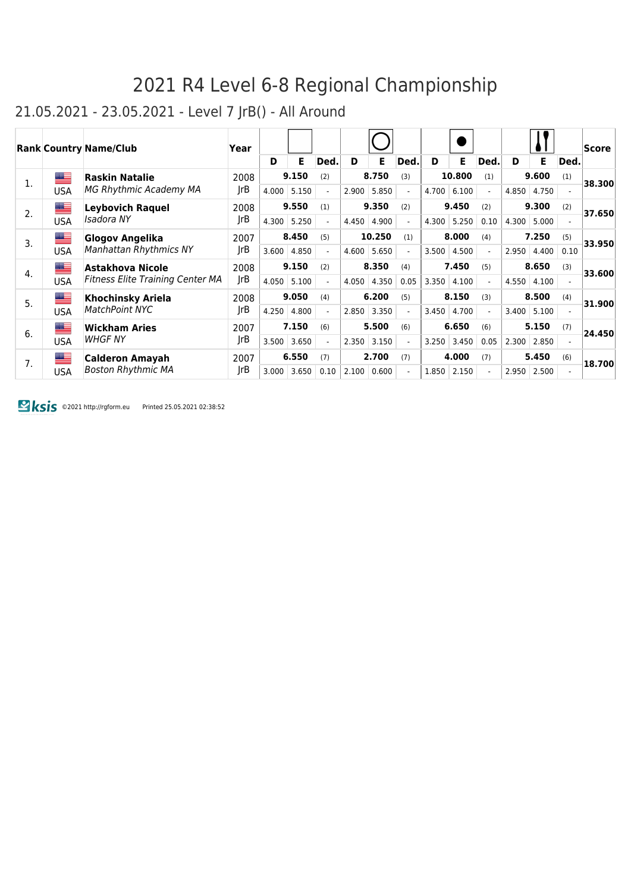# 2021 R4 Level 6-8 Regional Championship

## 21.05.2021 - 23.05.2021 - Level 7 JrB() - All Around

| Rank | Country | Name/Club | Year | Rope | | | Hoop | | | Ball | | | Clubs | | | Score |
|---|---|---|---|---|---|---|---|---|---|---|---|---|---|---|---|---|
| | | | | D | E | Ded. | D | E | Ded. | D | E | Ded. | D | E | Ded. | |
| 1. | USA | **Raskin Natalie** *MG Rhythmic Academy MA* | 2008 JrB | | **9.150** | (2) | | **8.750** | (3) | | **10.800** | (1) | | **9.600** | (1) | **38.300** |
| | | | | 4.000 | 5.150 | - | 2.900 | 5.850 | - | 4.700 | 6.100 | - | 4.850 | 4.750 | - | |
| 2. | USA | **Leybovich Raquel** *Isadora NY* | 2008 JrB | | **9.550** | (1) | | **9.350** | (2) | | **9.450** | (2) | | **9.300** | (2) | **37.650** |
| | | | | 4.300 | 5.250 | - | 4.450 | 4.900 | - | 4.300 | 5.250 | 0.10 | 4.300 | 5.000 | - | |
| 3. | USA | **Glogov Angelika** *Manhattan Rhythmics NY* | 2007 JrB | | **8.450** | (5) | | **10.250** | (1) | | **8.000** | (4) | | **7.250** | (5) | **33.950** |
| | | | | 3.600 | 4.850 | - | 4.600 | 5.650 | - | 3.500 | 4.500 | - | 2.950 | 4.400 | 0.10 | |
| 4. | USA | **Astakhova Nicole** *Fitness Elite Training Center MA* | 2008 JrB | | **9.150** | (2) | | **8.350** | (4) | | **7.450** | (5) | | **8.650** | (3) | **33.600** |
| | | | | 4.050 | 5.100 | - | 4.050 | 4.350 | 0.05 | 3.350 | 4.100 | - | 4.550 | 4.100 | - | |
| 5. | USA | **Khochinsky Ariela** *MatchPoint NYC* | 2008 JrB | | **9.050** | (4) | | **6.200** | (5) | | **8.150** | (3) | | **8.500** | (4) | **31.900** |
| | | | | 4.250 | 4.800 | - | 2.850 | 3.350 | - | 3.450 | 4.700 | - | 3.400 | 5.100 | - | |
| 6. | USA | **Wickham Aries** *WHGF NY* | 2007 JrB | | **7.150** | (6) | | **5.500** | (6) | | **6.650** | (6) | | **5.150** | (7) | **24.450** |
| | | | | 3.500 | 3.650 | - | 2.350 | 3.150 | - | 3.250 | 3.450 | 0.05 | 2.300 | 2.850 | - | |
| 7. | USA | **Calderon Amayah** *Boston Rhythmic MA* | 2007 JrB | | **6.550** | (7) | | **2.700** | (7) | | **4.000** | (7) | | **5.450** | (6) | **18.700** |
| | | | | 3.000 | 3.650 | 0.10 | 2.100 | 0.600 | - | 1.850 | 2.150 | - | 2.950 | 2.500 | - | |

ksis ©2021 http://rgform.eu Printed 25.05.2021 02:38:52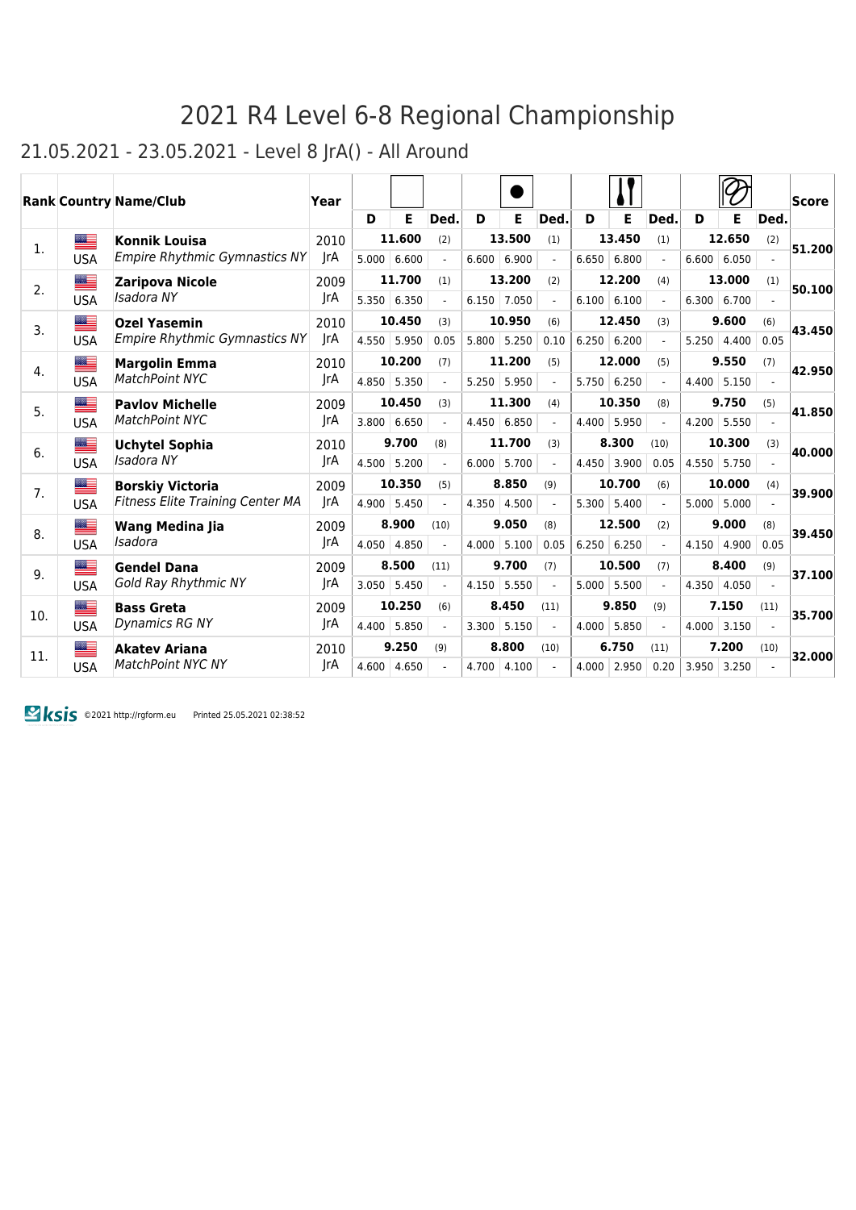# 2021 R4 Level 6-8 Regional Championship

## 21.05.2021 - 23.05.2021 - Level 8 JrA() - All Around

| Rank | Country | Name/Club | Year | (Rope) | | | | (Ball) | | | | (Clubs) | | | | (Ribbon) | | | | Score |
|---|---|---|---|---|---|---|---|---|---|---|---|---|---|---|---|---|---|---|---|---|
| | | | | D | E | Ded. | | D | E | Ded. | | D | E | Ded. | | D | E | Ded. | | |
| 1. | USA | **Konnik Louisa** *Empire Rhythmic Gymnastics NY* | 2010 JrA | 5.000 | 6.600 | - | **11.600** (2) | 6.600 | 6.900 | - | **13.500** (1) | 6.650 | 6.800 | - | **13.450** (1) | 6.600 | 6.050 | - | **12.650** (2) | **51.200** |
| 2. | USA | **Zaripova Nicole** *Isadora NY* | 2009 JrA | 5.350 | 6.350 | - | **11.700** (1) | 6.150 | 7.050 | - | **13.200** (2) | 6.100 | 6.100 | - | **12.200** (4) | 6.300 | 6.700 | - | **13.000** (1) | **50.100** |
| 3. | USA | **Ozel Yasemin** *Empire Rhythmic Gymnastics NY* | 2010 JrA | 4.550 | 5.950 | 0.05 | **10.450** (3) | 5.800 | 5.250 | 0.10 | **10.950** (6) | 6.250 | 6.200 | - | **12.450** (3) | 5.250 | 4.400 | 0.05 | **9.600** (6) | **43.450** |
| 4. | USA | **Margolin Emma** *MatchPoint NYC* | 2010 JrA | 4.850 | 5.350 | - | **10.200** (7) | 5.250 | 5.950 | - | **11.200** (5) | 5.750 | 6.250 | - | **12.000** (5) | 4.400 | 5.150 | - | **9.550** (7) | **42.950** |
| 5. | USA | **Pavlov Michelle** *MatchPoint NYC* | 2009 JrA | 3.800 | 6.650 | - | **10.450** (3) | 4.450 | 6.850 | - | **11.300** (4) | 4.400 | 5.950 | - | **10.350** (8) | 4.200 | 5.550 | - | **9.750** (5) | **41.850** |
| 6. | USA | **Uchytel Sophia** *Isadora NY* | 2010 JrA | 4.500 | 5.200 | - | **9.700** (8) | 6.000 | 5.700 | - | **11.700** (3) | 4.450 | 3.900 | 0.05 | **8.300** (10) | 4.550 | 5.750 | - | **10.300** (3) | **40.000** |
| 7. | USA | **Borskiy Victoria** *Fitness Elite Training Center MA* | 2009 JrA | 4.900 | 5.450 | - | **10.350** (5) | 4.350 | 4.500 | - | **8.850** (9) | 5.300 | 5.400 | - | **10.700** (6) | 5.000 | 5.000 | - | **10.000** (4) | **39.900** |
| 8. | USA | **Wang Medina Jia** *Isadora* | 2009 JrA | 4.050 | 4.850 | - | **8.900** (10) | 4.000 | 5.100 | 0.05 | **9.050** (8) | 6.250 | 6.250 | - | **12.500** (2) | 4.150 | 4.900 | 0.05 | **9.000** (8) | **39.450** |
| 9. | USA | **Gendel Dana** *Gold Ray Rhythmic NY* | 2009 JrA | 3.050 | 5.450 | - | **8.500** (11) | 4.150 | 5.550 | - | **9.700** (7) | 5.000 | 5.500 | - | **10.500** (7) | 4.350 | 4.050 | - | **8.400** (9) | **37.100** |
| 10. | USA | **Bass Greta** *Dynamics RG NY* | 2009 JrA | 4.400 | 5.850 | - | **10.250** (6) | 3.300 | 5.150 | - | **8.450** (11) | 4.000 | 5.850 | - | **9.850** (9) | 4.000 | 3.150 | - | **7.150** (11) | **35.700** |
| 11. | USA | **Akatev Ariana** *MatchPoint NYC NY* | 2010 JrA | 4.600 | 4.650 | - | **9.250** (9) | 4.700 | 4.100 | - | **8.800** (10) | 4.000 | 2.950 | 0.20 | **6.750** (11) | 3.950 | 3.250 | - | **7.200** (10) | **32.000** |

ksis ©2021 http://rgform.eu Printed 25.05.2021 02:38:52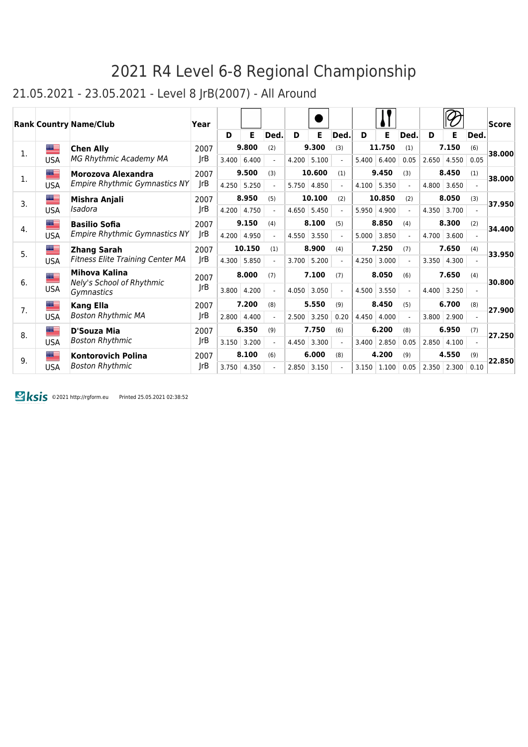# 2021 R4 Level 6-8 Regional Championship

## 21.05.2021 - 23.05.2021 - Level 8 JrB(2007) - All Around

| Rank | Country | Name/Club | Year | Rope D | Rope E | Rope Ded. | Ball D | Ball E | Ball Ded. | Clubs D | Clubs E | Clubs Ded. | Ribbon D | Ribbon E | Ribbon Ded. | Score |
|---|---|---|---|---|---|---|---|---|---|---|---|---|---|---|---|---|
| 1. | USA | **Chen Ally** *MG Rhythmic Academy MA* | 2007 JrB | **9.800** (2) | | | **9.300** (3) | | | **11.750** (1) | | | **7.150** (6) | | | **38.000** |
| | | | | 3.400 | 6.400 | - | 4.200 | 5.100 | - | 5.400 | 6.400 | 0.05 | 2.650 | 4.550 | 0.05 | |
| 1. | USA | **Morozova Alexandra** *Empire Rhythmic Gymnastics NY* | 2007 JrB | **9.500** (3) | | | **10.600** (1) | | | **9.450** (3) | | | **8.450** (1) | | | **38.000** |
| | | | | 4.250 | 5.250 | - | 5.750 | 4.850 | - | 4.100 | 5.350 | - | 4.800 | 3.650 | - | |
| 3. | USA | **Mishra Anjali** *Isadora* | 2007 JrB | **8.950** (5) | | | **10.100** (2) | | | **10.850** (2) | | | **8.050** (3) | | | **37.950** |
| | | | | 4.200 | 4.750 | - | 4.650 | 5.450 | - | 5.950 | 4.900 | - | 4.350 | 3.700 | - | |
| 4. | USA | **Basilio Sofia** *Empire Rhythmic Gymnastics NY* | 2007 JrB | **9.150** (4) | | | **8.100** (5) | | | **8.850** (4) | | | **8.300** (2) | | | **34.400** |
| | | | | 4.200 | 4.950 | - | 4.550 | 3.550 | - | 5.000 | 3.850 | - | 4.700 | 3.600 | - | |
| 5. | USA | **Zhang Sarah** *Fitness Elite Training Center MA* | 2007 JrB | **10.150** (1) | | | **8.900** (4) | | | **7.250** (7) | | | **7.650** (4) | | | **33.950** |
| | | | | 4.300 | 5.850 | - | 3.700 | 5.200 | - | 4.250 | 3.000 | - | 3.350 | 4.300 | - | |
| 6. | USA | **Mihova Kalina** *Nely's School of Rhythmic Gymnastics* | 2007 JrB | **8.000** (7) | | | **7.100** (7) | | | **8.050** (6) | | | **7.650** (4) | | | **30.800** |
| | | | | 3.800 | 4.200 | - | 4.050 | 3.050 | - | 4.500 | 3.550 | - | 4.400 | 3.250 | - | |
| 7. | USA | **Kang Ella** *Boston Rhythmic MA* | 2007 JrB | **7.200** (8) | | | **5.550** (9) | | | **8.450** (5) | | | **6.700** (8) | | | **27.900** |
| | | | | 2.800 | 4.400 | - | 2.500 | 3.250 | 0.20 | 4.450 | 4.000 | - | 3.800 | 2.900 | - | |
| 8. | USA | **D'Souza Mia** *Boston Rhythmic* | 2007 JrB | **6.350** (9) | | | **7.750** (6) | | | **6.200** (8) | | | **6.950** (7) | | | **27.250** |
| | | | | 3.150 | 3.200 | - | 4.450 | 3.300 | - | 3.400 | 2.850 | 0.05 | 2.850 | 4.100 | - | |
| 9. | USA | **Kontorovich Polina** *Boston Rhythmic* | 2007 JrB | **8.100** (6) | | | **6.000** (8) | | | **4.200** (9) | | | **4.550** (9) | | | **22.850** |
| | | | | 3.750 | 4.350 | - | 2.850 | 3.150 | - | 3.150 | 1.100 | 0.05 | 2.350 | 2.300 | 0.10 | |

ksis ©2021 http://rgform.eu Printed 25.05.2021 02:38:52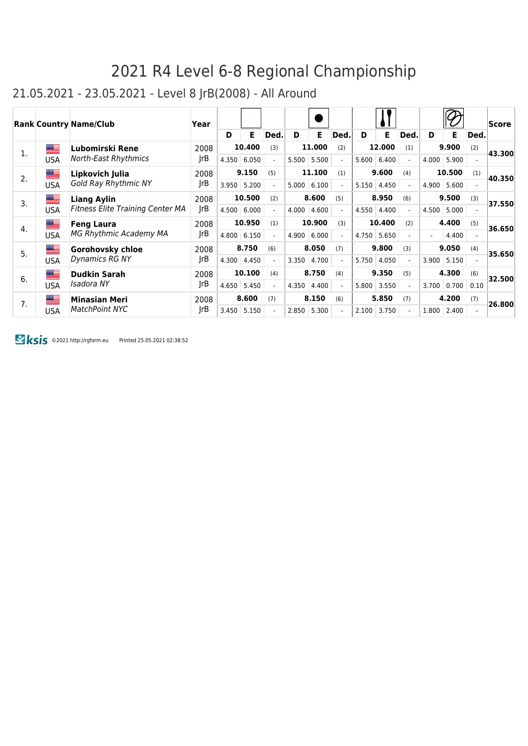# 2021 R4 Level 6-8 Regional Championship

## 21.05.2021 - 23.05.2021 - Level 8 JrB(2008) - All Around

| Rank | Country | Name/Club | Year | Free Hand D | Free Hand E | Free Hand Ded. | Ball D | Ball E | Ball Ded. | Clubs D | Clubs E | Clubs Ded. | Ribbon D | Ribbon E | Ribbon Ded. | Score |
|---|---|---|---|---|---|---|---|---|---|---|---|---|---|---|---|---|
| 1. | USA | **Lubomirski Rene** *North-East Rhythmics* | 2008 JrB | 10.400 | | (3) | 11.000 | | (2) | 12.000 | | (1) | 9.900 | | (2) | **43.300** |
| | | | | 4.350 | 6.050 | - | 5.500 | 5.500 | - | 5.600 | 6.400 | - | 4.000 | 5.900 | - | |
| 2. | USA | **Lipkovich Julia** *Gold Ray Rhythmic NY* | 2008 JrB | 9.150 | | (5) | 11.100 | | (1) | 9.600 | | (4) | 10.500 | | (1) | **40.350** |
| | | | | 3.950 | 5.200 | - | 5.000 | 6.100 | - | 5.150 | 4.450 | - | 4.900 | 5.600 | - | |
| 3. | USA | **Liang Aylin** *Fitness Elite Training Center MA* | 2008 JrB | 10.500 | | (2) | 8.600 | | (5) | 8.950 | | (6) | 9.500 | | (3) | **37.550** |
| | | | | 4.500 | 6.000 | - | 4.000 | 4.600 | - | 4.550 | 4.400 | - | 4.500 | 5.000 | - | |
| 4. | USA | **Feng Laura** *MG Rhythmic Academy MA* | 2008 JrB | 10.950 | | (1) | 10.900 | | (3) | 10.400 | | (2) | 4.400 | | (5) | **36.650** |
| | | | | 4.800 | 6.150 | - | 4.900 | 6.000 | - | 4.750 | 5.650 | - | - | 4.400 | - | |
| 5. | USA | **Gorohovsky chloe** *Dynamics RG NY* | 2008 JrB | 8.750 | | (6) | 8.050 | | (7) | 9.800 | | (3) | 9.050 | | (4) | **35.650** |
| | | | | 4.300 | 4.450 | - | 3.350 | 4.700 | - | 5.750 | 4.050 | - | 3.900 | 5.150 | - | |
| 6. | USA | **Dudkin Sarah** *Isadora NY* | 2008 JrB | 10.100 | | (4) | 8.750 | | (4) | 9.350 | | (5) | 4.300 | | (6) | **32.500** |
| | | | | 4.650 | 5.450 | - | 4.350 | 4.400 | - | 5.800 | 3.550 | - | 3.700 | 0.700 | 0.10 | |
| 7. | USA | **Minasian Meri** *MatchPoint NYC* | 2008 JrB | 8.600 | | (7) | 8.150 | | (6) | 5.850 | | (7) | 4.200 | | (7) | **26.800** |
| | | | | 3.450 | 5.150 | - | 2.850 | 5.300 | - | 2.100 | 3.750 | - | 1.800 | 2.400 | - | |

Ksis ©2021 http://rgform.eu Printed 25.05.2021 02:38:52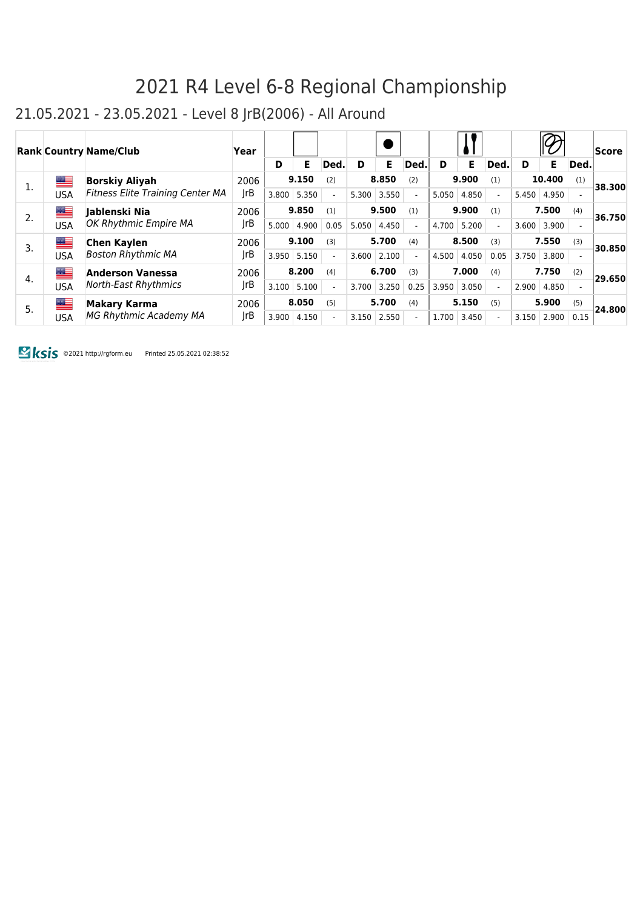# 2021 R4 Level 6-8 Regional Championship

## 21.05.2021 - 23.05.2021 - Level 8 JrB(2006) - All Around

| Rank | Country | Name/Club | Year | Free Hands | | | Ball | | | Clubs | | | Ribbon | | | Score |
|---|---|---|---|---|---|---|---|---|---|---|---|---|---|---|---|---|
| | | | | D | E | Ded. | D | E | Ded. | D | E | Ded. | D | E | Ded. | |
| 1. | USA | **Borskiy Aliyah** *Fitness Elite Training Center MA* | 2006 JrB | **9.150** (2) | | | **8.850** (2) | | | **9.900** (1) | | | **10.400** (1) | | | **38.300** |
| | | | | 3.800 | 5.350 | - | 5.300 | 3.550 | - | 5.050 | 4.850 | - | 5.450 | 4.950 | - | |
| 2. | USA | **Jablenski Nia** *OK Rhythmic Empire MA* | 2006 JrB | **9.850** (1) | | | **9.500** (1) | | | **9.900** (1) | | | **7.500** (4) | | | **36.750** |
| | | | | 5.000 | 4.900 | 0.05 | 5.050 | 4.450 | - | 4.700 | 5.200 | - | 3.600 | 3.900 | - | |
| 3. | USA | **Chen Kaylen** *Boston Rhythmic MA* | 2006 JrB | **9.100** (3) | | | **5.700** (4) | | | **8.500** (3) | | | **7.550** (3) | | | **30.850** |
| | | | | 3.950 | 5.150 | - | 3.600 | 2.100 | - | 4.500 | 4.050 | 0.05 | 3.750 | 3.800 | - | |
| 4. | USA | **Anderson Vanessa** *North-East Rhythmics* | 2006 JrB | **8.200** (4) | | | **6.700** (3) | | | **7.000** (4) | | | **7.750** (2) | | | **29.650** |
| | | | | 3.100 | 5.100 | - | 3.700 | 3.250 | 0.25 | 3.950 | 3.050 | - | 2.900 | 4.850 | - | |
| 5. | USA | **Makary Karma** *MG Rhythmic Academy MA* | 2006 JrB | **8.050** (5) | | | **5.700** (4) | | | **5.150** (5) | | | **5.900** (5) | | | **24.800** |
| | | | | 3.900 | 4.150 | - | 3.150 | 2.550 | - | 1.700 | 3.450 | - | 3.150 | 2.900 | 0.15 | |

©2021 http://rgform.eu Printed 25.05.2021 02:38:52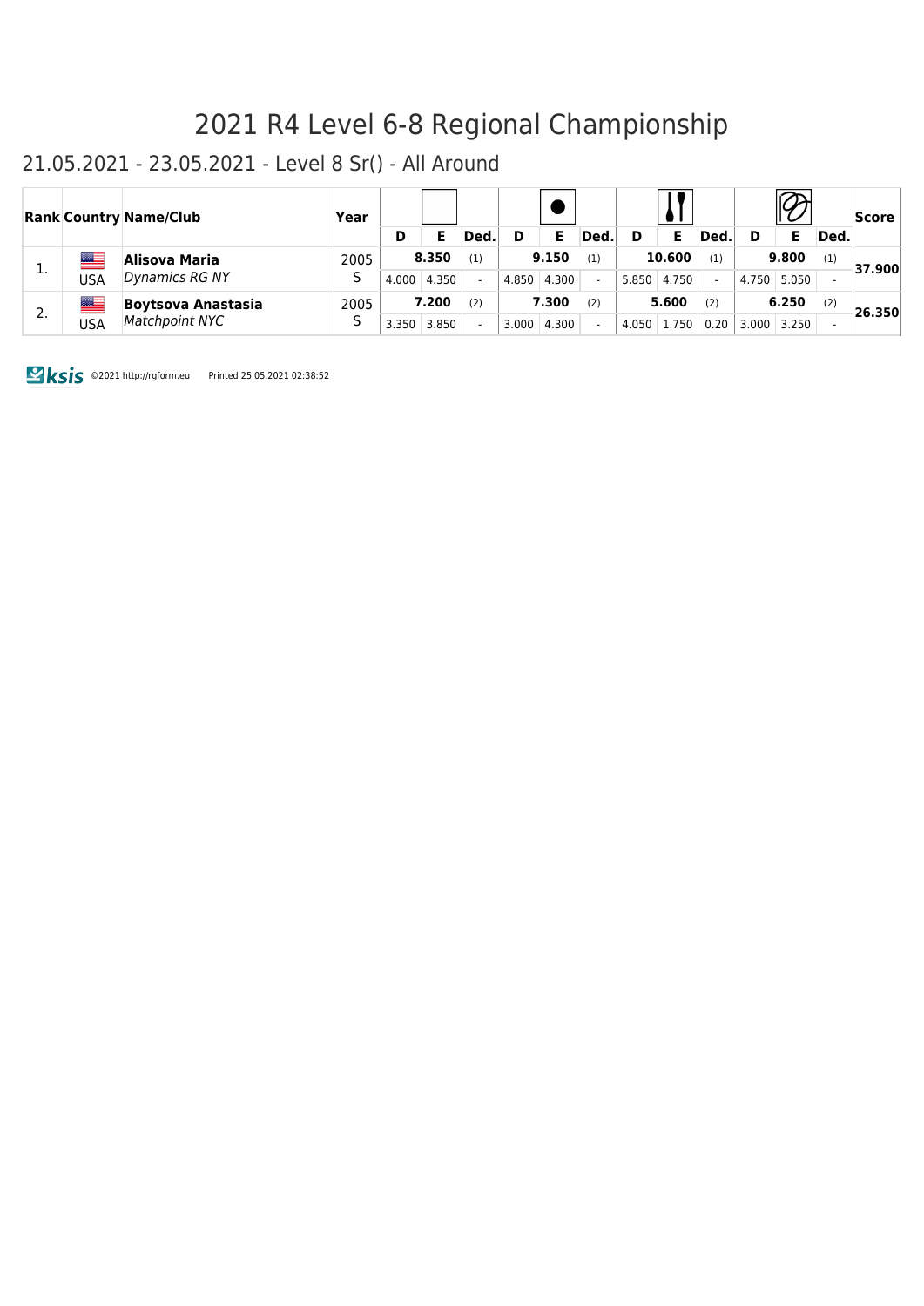# 2021 R4 Level 6-8 Regional Championship

## 21.05.2021 - 23.05.2021 - Level 8 Sr() - All Around

| Rank | Country | Name/Club | Year | Free Hands | | | Ball | | | Clubs | | | Ribbon | | | Score |
|---|---|---|---|---|---|---|---|---|---|---|---|---|---|---|---|---|
| | | | | D | E | Ded. | D | E | Ded. | D | E | Ded. | D | E | Ded. | |
| 1. | USA | **Alisova Maria** *Dynamics RG NY* | 2005 S | **8.350** (1) | | | **9.150** (1) | | | **10.600** (1) | | | **9.800** (1) | | | **37.900** |
| | | | | 4.000 | 4.350 | - | 4.850 | 4.300 | - | 5.850 | 4.750 | - | 4.750 | 5.050 | - | |
| 2. | USA | **Boytsova Anastasia** *Matchpoint NYC* | 2005 S | **7.200** (2) | | | **7.300** (2) | | | **5.600** (2) | | | **6.250** (2) | | | **26.350** |
| | | | | 3.350 | 3.850 | - | 3.000 | 4.300 | - | 4.050 | 1.750 | 0.20 | 3.000 | 3.250 | - | |

ksis ©2021 http://rgform.eu Printed 25.05.2021 02:38:52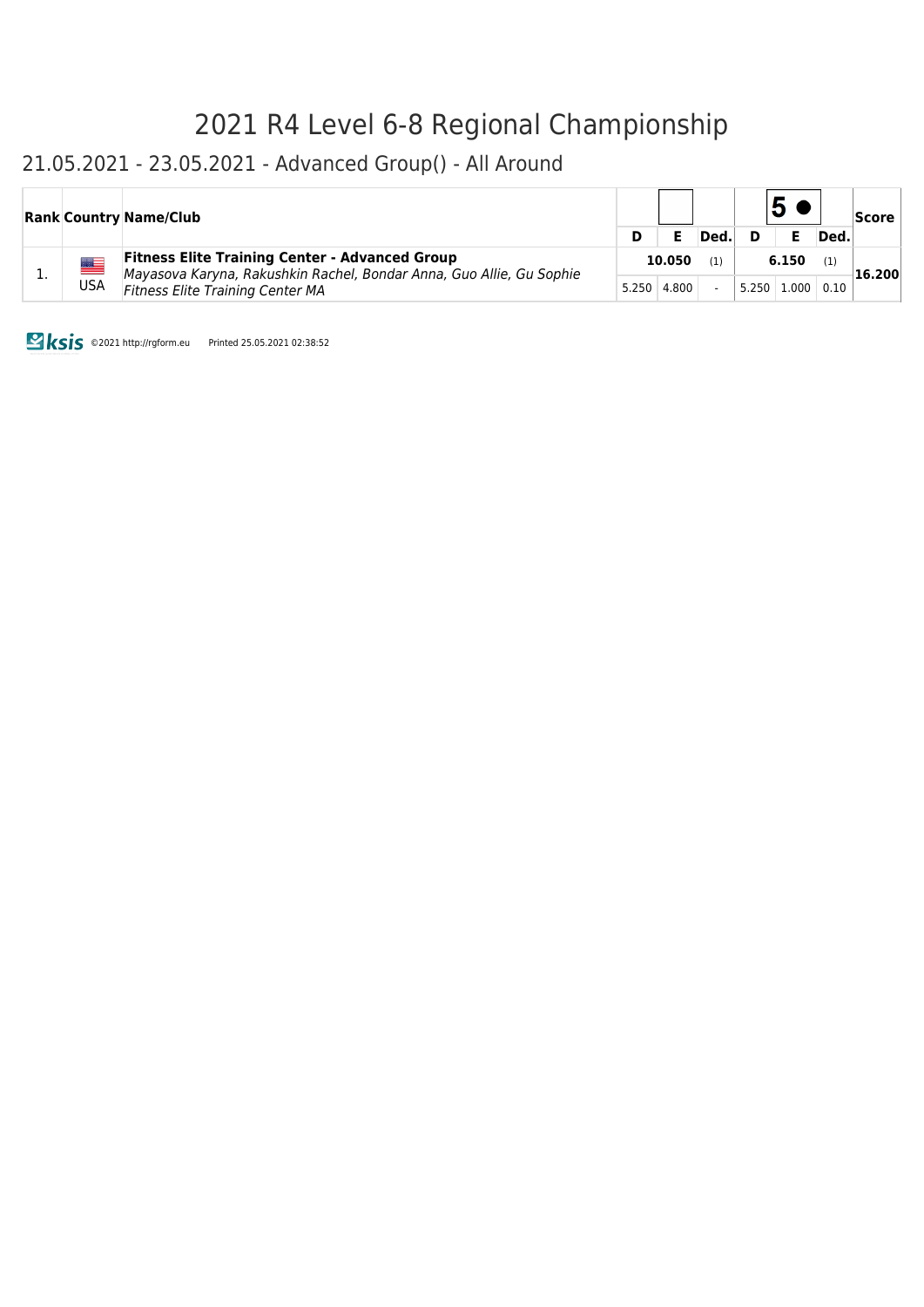# 2021 R4 Level 6-8 Regional Championship

## 21.05.2021 - 23.05.2021 - Advanced Group() - All Around

| Rank | Country | Name/Club | | | | 5 ● | | | Score |
|---|---|---|---|---|---|---|---|---|---|
| | | | D | E | Ded. | D | E | Ded. | |
| 1. | USA | **Fitness Elite Training Center - Advanced Group** Mayasova Karyna, Rakushkin Rachel, Bondar Anna, Guo Allie, Gu Sophie *Fitness Elite Training Center MA* | **10.050** | | (1) | **6.150** | | (1) | **16.200** |
| | | | 5.250 | 4.800 | - | 5.250 | 1.000 | 0.10 | |

ksis ©2021 http://rgform.eu Printed 25.05.2021 02:38:52